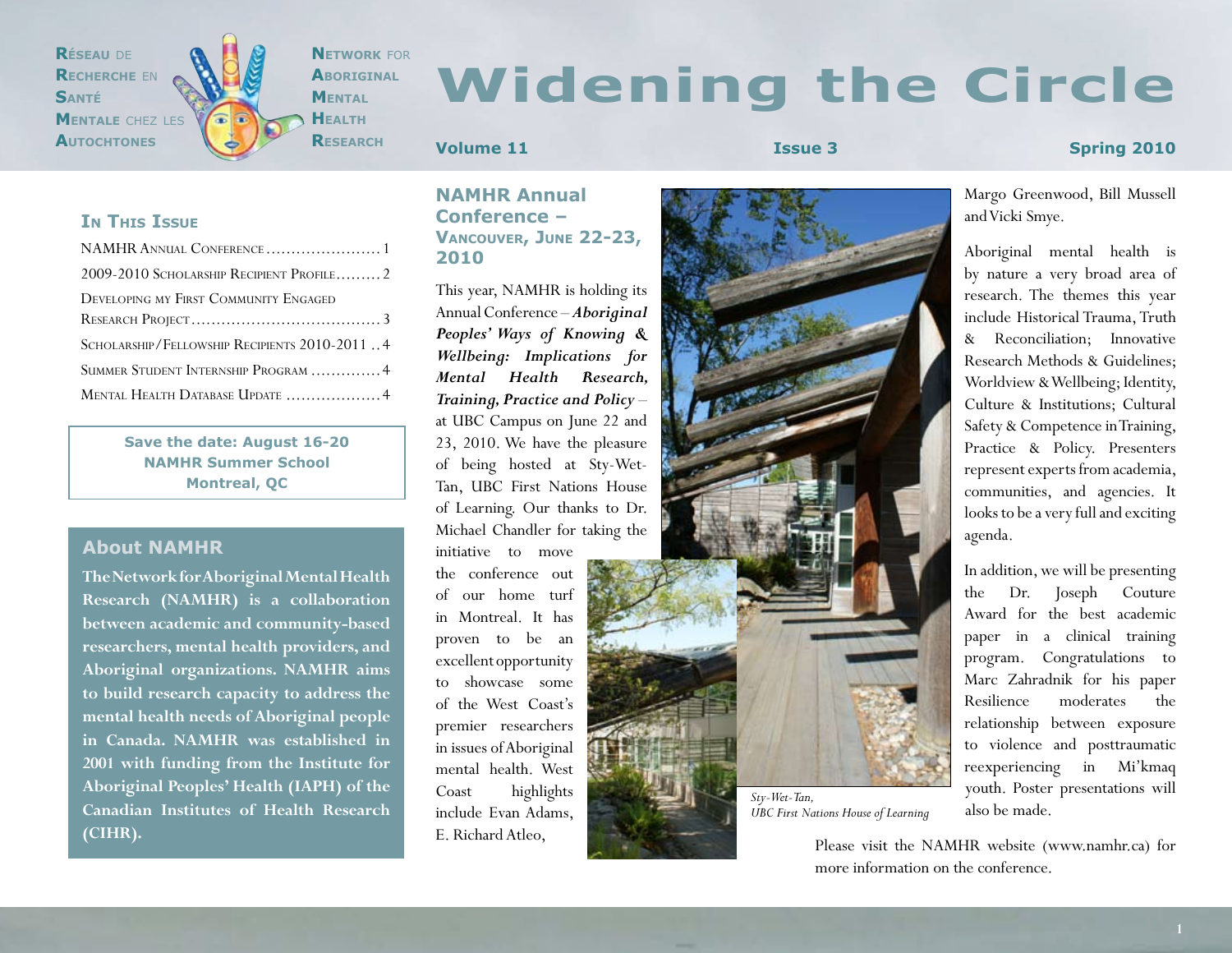Réseau de Recherche en Santé Mentale chez les Autochtones

Network for Aboriginal Mental Health Research

# Widening the Circle

**Volume 11** **Issue 3** **Spring 2010**

## In This Issue

- NAMHR Annual Conference ....................... 1
- 2009-2010 Scholarship Recipient Profile......... 2
- Developing my First Community Engaged Research Project ....................................... 3
- Scholarship/Fellowship Recipients 2010-2011 .. 4
- Summer Student Internship Program ............. 4
- Mental Health Database Update .................. 4

**Save the date: August 16-20**
**NAMHR Summer School**
**Montreal, QC**

## About NAMHR

**The Network for Aboriginal Mental Health Research (NAMHR) is a collaboration between academic and community-based researchers, mental health providers, and Aboriginal organizations. NAMHR aims to build research capacity to address the mental health needs of Aboriginal people in Canada. NAMHR was established in 2001 with funding from the Institute for Aboriginal Peoples' Health (IAPH) of the Canadian Institutes of Health Research (CIHR).**

## NAMHR Annual Conference – Vancouver, June 22-23, 2010

This year, NAMHR is holding its Annual Conference – ***Aboriginal Peoples' Ways of Knowing & Wellbeing: Implications for Mental Health Research, Training, Practice and Policy*** – at UBC Campus on June 22 and 23, 2010. We have the pleasure of being hosted at Sty-Wet-Tan, UBC First Nations House of Learning. Our thanks to Dr. Michael Chandler for taking the initiative to move the conference out of our home turf in Montreal. It has proven to be an excellent opportunity to showcase some of the West Coast's premier researchers in issues of Aboriginal mental health. West Coast highlights include Evan Adams, E. Richard Atleo, Margo Greenwood, Bill Mussell and Vicki Smye.

*Sty-Wet-Tan, UBC First Nations House of Learning*

Aboriginal mental health is by nature a very broad area of research. The themes this year include Historical Trauma, Truth & Reconciliation; Innovative Research Methods & Guidelines; Worldview & Wellbeing; Identity, Culture & Institutions; Cultural Safety & Competence in Training, Practice & Policy. Presenters represent experts from academia, communities, and agencies. It looks to be a very full and exciting agenda.

In addition, we will be presenting the Dr. Joseph Couture Award for the best academic paper in a clinical training program. Congratulations to Marc Zahradnik for his paper Resilience moderates the relationship between exposure to violence and posttraumatic reexperiencing in Mi'kmaq youth. Poster presentations will also be made.

Please visit the NAMHR website (www.namhr.ca) for more information on the conference.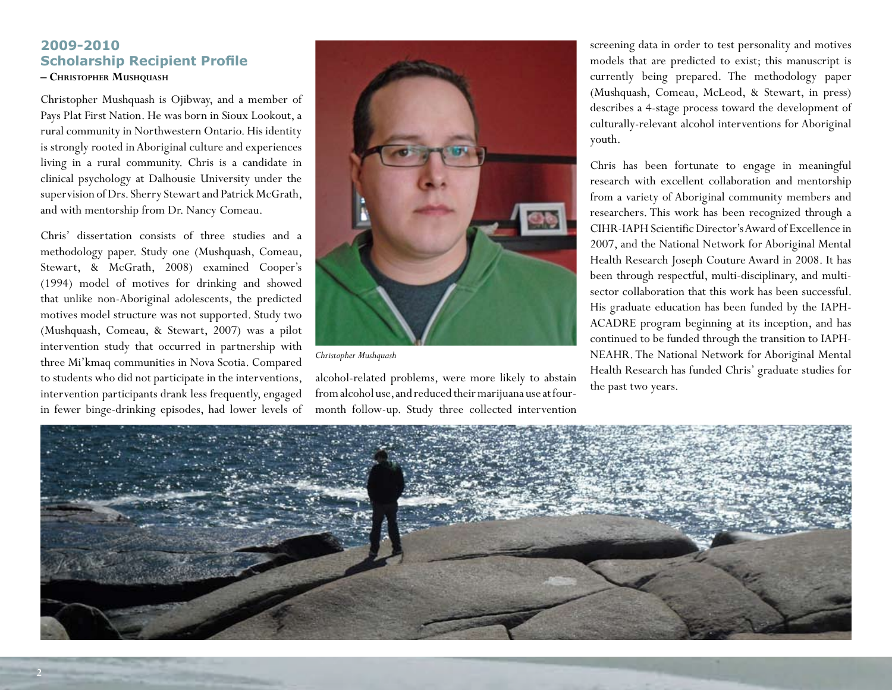## 2009-2010 Scholarship Recipient Profile

**– Christopher Mushquash**

Christopher Mushquash is Ojibway, and a member of Pays Plat First Nation. He was born in Sioux Lookout, a rural community in Northwestern Ontario. His identity is strongly rooted in Aboriginal culture and experiences living in a rural community. Chris is a candidate in clinical psychology at Dalhousie University under the supervision of Drs. Sherry Stewart and Patrick McGrath, and with mentorship from Dr. Nancy Comeau.

Chris' dissertation consists of three studies and a methodology paper. Study one (Mushquash, Comeau, Stewart, & McGrath, 2008) examined Cooper's (1994) model of motives for drinking and showed that unlike non-Aboriginal adolescents, the predicted motives model structure was not supported. Study two (Mushquash, Comeau, & Stewart, 2007) was a pilot intervention study that occurred in partnership with three Mi'kmaq communities in Nova Scotia. Compared to students who did not participate in the interventions, intervention participants drank less frequently, engaged in fewer binge-drinking episodes, had lower levels of alcohol-related problems, were more likely to abstain from alcohol use, and reduced their marijuana use at four-month follow-up. Study three collected intervention screening data in order to test personality and motives models that are predicted to exist; this manuscript is currently being prepared. The methodology paper (Mushquash, Comeau, McLeod, & Stewart, in press) describes a 4-stage process toward the development of culturally-relevant alcohol interventions for Aboriginal youth.

*Christopher Mushquash*

Chris has been fortunate to engage in meaningful research with excellent collaboration and mentorship from a variety of Aboriginal community members and researchers. This work has been recognized through a CIHR-IAPH Scientific Director's Award of Excellence in 2007, and the National Network for Aboriginal Mental Health Research Joseph Couture Award in 2008. It has been through respectful, multi-disciplinary, and multi-sector collaboration that this work has been successful. His graduate education has been funded by the IAPH-ACADRE program beginning at its inception, and has continued to be funded through the transition to IAPH-NEAHR. The National Network for Aboriginal Mental Health Research has funded Chris' graduate studies for the past two years.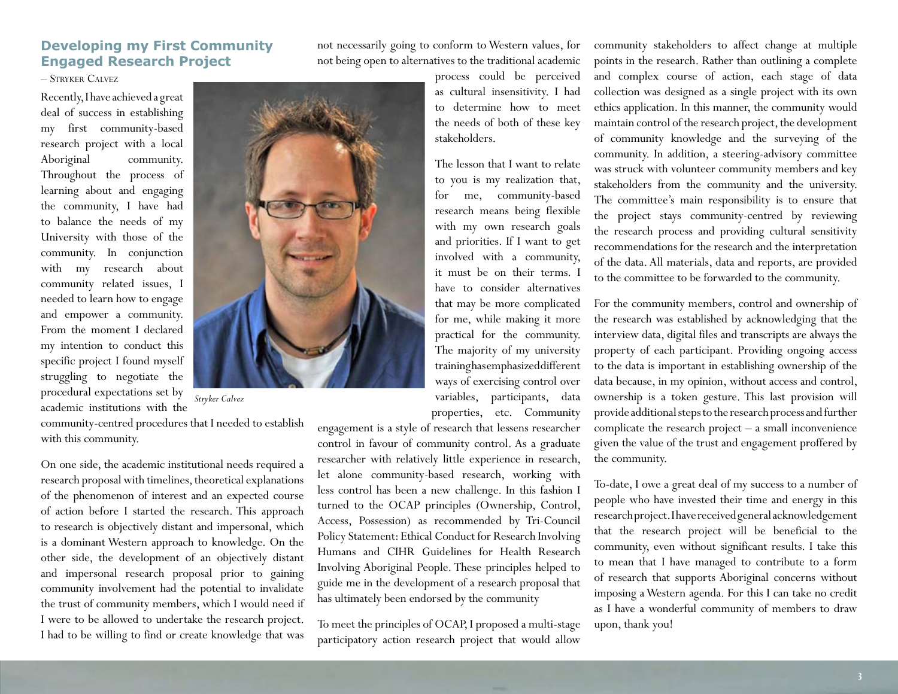## Developing my First Community Engaged Research Project

– Stryker Calvez

Recently, I have achieved a great deal of success in establishing my first community-based research project with a local Aboriginal community. Throughout the process of learning about and engaging the community, I have had to balance the needs of my University with those of the community. In conjunction with my research about community related issues, I needed to learn how to engage and empower a community. From the moment I declared my intention to conduct this specific project I found myself struggling to negotiate the procedural expectations set by academic institutions with the community-centred procedures that I needed to establish with this community.

*Stryker Calvez*

On one side, the academic institutional needs required a research proposal with timelines, theoretical explanations of the phenomenon of interest and an expected course of action before I started the research. This approach to research is objectively distant and impersonal, which is a dominant Western approach to knowledge. On the other side, the development of an objectively distant and impersonal research proposal prior to gaining community involvement had the potential to invalidate the trust of community members, which I would need if I were to be allowed to undertake the research project. I had to be willing to find or create knowledge that was not necessarily going to conform to Western values, for not being open to alternatives to the traditional academic process could be perceived as cultural insensitivity. I had to determine how to meet the needs of both of these key stakeholders.

The lesson that I want to relate to you is my realization that, for me, community-based research means being flexible with my own research goals and priorities. If I want to get involved with a community, it must be on their terms. I have to consider alternatives that may be more complicated for me, while making it more practical for the community. The majority of my university training has emphasized different ways of exercising control over variables, participants, data properties, etc. Community engagement is a style of research that lessens researcher control in favour of community control. As a graduate researcher with relatively little experience in research, let alone community-based research, working with less control has been a new challenge. In this fashion I turned to the OCAP principles (Ownership, Control, Access, Possession) as recommended by Tri-Council Policy Statement: Ethical Conduct for Research Involving Humans and CIHR Guidelines for Health Research Involving Aboriginal People. These principles helped to guide me in the development of a research proposal that has ultimately been endorsed by the community

To meet the principles of OCAP, I proposed a multi-stage participatory action research project that would allow community stakeholders to affect change at multiple points in the research. Rather than outlining a complete and complex course of action, each stage of data collection was designed as a single project with its own ethics application. In this manner, the community would maintain control of the research project, the development of community knowledge and the surveying of the community. In addition, a steering-advisory committee was struck with volunteer community members and key stakeholders from the community and the university. The committee's main responsibility is to ensure that the project stays community-centred by reviewing the research process and providing cultural sensitivity recommendations for the research and the interpretation of the data. All materials, data and reports, are provided to the committee to be forwarded to the community.

For the community members, control and ownership of the research was established by acknowledging that the interview data, digital files and transcripts are always the property of each participant. Providing ongoing access to the data is important in establishing ownership of the data because, in my opinion, without access and control, ownership is a token gesture. This last provision will provide additional steps to the research process and further complicate the research project – a small inconvenience given the value of the trust and engagement proffered by the community.

To-date, I owe a great deal of my success to a number of people who have invested their time and energy in this research project. I have received general acknowledgement that the research project will be beneficial to the community, even without significant results. I take this to mean that I have managed to contribute to a form of research that supports Aboriginal concerns without imposing a Western agenda. For this I can take no credit as I have a wonderful community of members to draw upon, thank you!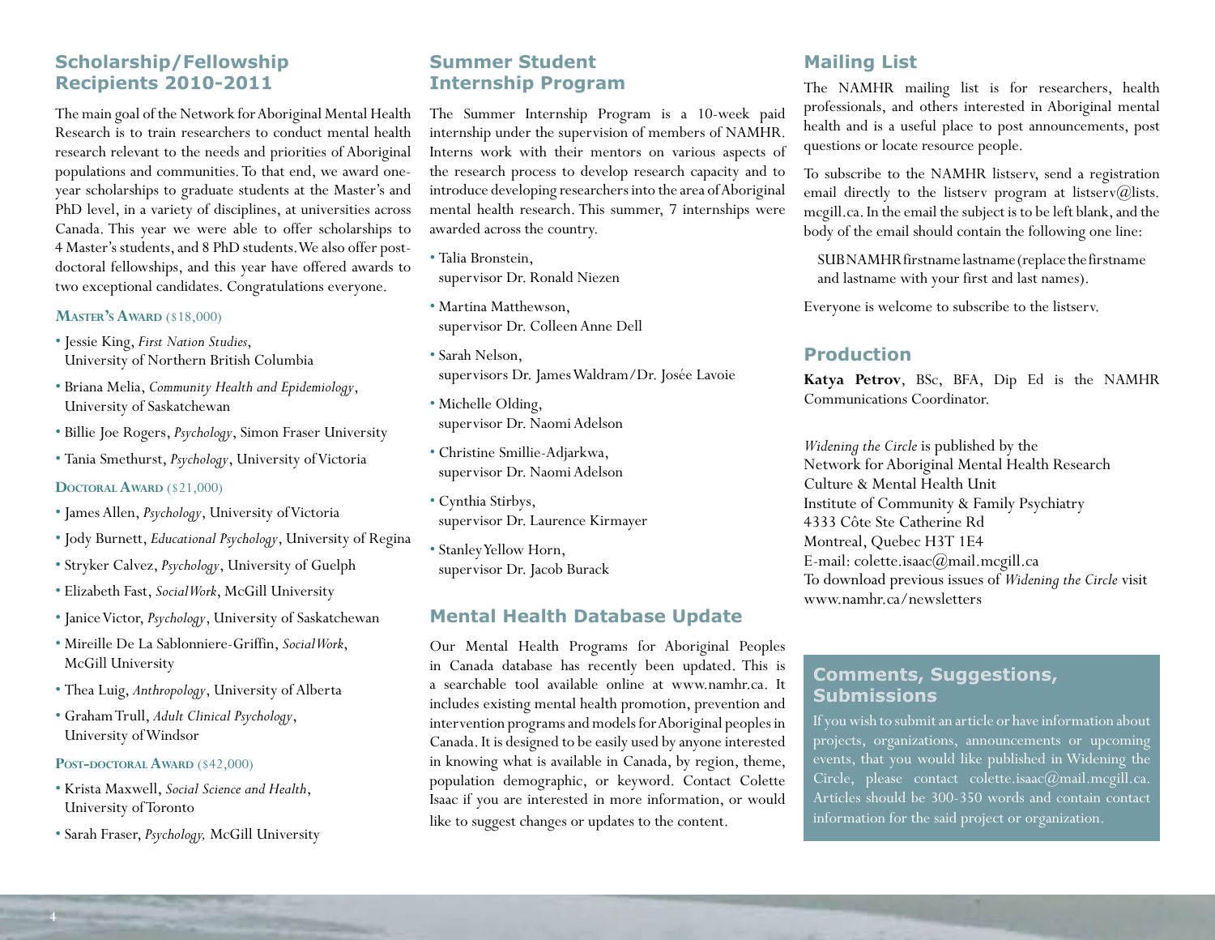## Scholarship/Fellowship Recipients 2010-2011

The main goal of the Network for Aboriginal Mental Health Research is to train researchers to conduct mental health research relevant to the needs and priorities of Aboriginal populations and communities. To that end, we award one-year scholarships to graduate students at the Master's and PhD level, in a variety of disciplines, at universities across Canada. This year we were able to offer scholarships to 4 Master's students, and 8 PhD students. We also offer post-doctoral fellowships, and this year have offered awards to two exceptional candidates. Congratulations everyone.

**Master's Award** ($18,000)

- Jessie King, *First Nation Studies*, University of Northern British Columbia
- Briana Melia, *Community Health and Epidemiology*, University of Saskatchewan
- Billie Joe Rogers, *Psychology*, Simon Fraser University
- Tania Smethurst, *Psychology*, University of Victoria

**Doctoral Award** ($21,000)

- James Allen, *Psychology*, University of Victoria
- Jody Burnett, *Educational Psychology*, University of Regina
- Stryker Calvez, *Psychology*, University of Guelph
- Elizabeth Fast, *Social Work*, McGill University
- Janice Victor, *Psychology*, University of Saskatchewan
- Mireille De La Sablonniere-Griffin, *Social Work*, McGill University
- Thea Luig, *Anthropology*, University of Alberta
- Graham Trull, *Adult Clinical Psychology*, University of Windsor

**Post-doctoral Award** ($42,000)

- Krista Maxwell, *Social Science and Health*, University of Toronto
- Sarah Fraser, *Psychology,* McGill University

## Summer Student Internship Program

The Summer Internship Program is a 10-week paid internship under the supervision of members of NAMHR. Interns work with their mentors on various aspects of the research process to develop research capacity and to introduce developing researchers into the area of Aboriginal mental health research. This summer, 7 internships were awarded across the country.

- Talia Bronstein, supervisor Dr. Ronald Niezen
- Martina Matthewson, supervisor Dr. Colleen Anne Dell
- Sarah Nelson, supervisors Dr. James Waldram/Dr. Josée Lavoie
- Michelle Olding, supervisor Dr. Naomi Adelson
- Christine Smillie-Adjarkwa, supervisor Dr. Naomi Adelson
- Cynthia Stirbys, supervisor Dr. Laurence Kirmayer
- Stanley Yellow Horn, supervisor Dr. Jacob Burack

## Mental Health Database Update

Our Mental Health Programs for Aboriginal Peoples in Canada database has recently been updated. This is a searchable tool available online at www.namhr.ca. It includes existing mental health promotion, prevention and intervention programs and models for Aboriginal peoples in Canada. It is designed to be easily used by anyone interested in knowing what is available in Canada, by region, theme, population demographic, or keyword. Contact Colette Isaac if you are interested in more information, or would like to suggest changes or updates to the content.

## Mailing List

The NAMHR mailing list is for researchers, health professionals, and others interested in Aboriginal mental health and is a useful place to post announcements, post questions or locate resource people.

To subscribe to the NAMHR listserv, send a registration email directly to the listserv program at listserv@lists.mcgill.ca. In the email the subject is to be left blank, and the body of the email should contain the following one line:

SUB NAMHR firstname lastname (replace the firstname and lastname with your first and last names).

Everyone is welcome to subscribe to the listserv.

## Production

**Katya Petrov**, BSc, BFA, Dip Ed is the NAMHR Communications Coordinator.

*Widening the Circle* is published by the
Network for Aboriginal Mental Health Research
Culture & Mental Health Unit
Institute of Community & Family Psychiatry
4333 Côte Ste Catherine Rd
Montreal, Quebec H3T 1E4
E-mail: colette.isaac@mail.mcgill.ca
To download previous issues of *Widening the Circle* visit www.namhr.ca/newsletters

## Comments, Suggestions, Submissions

If you wish to submit an article or have information about projects, organizations, announcements or upcoming events, that you would like published in Widening the Circle, please contact colette.isaac@mail.mcgill.ca. Articles should be 300-350 words and contain contact information for the said project or organization.